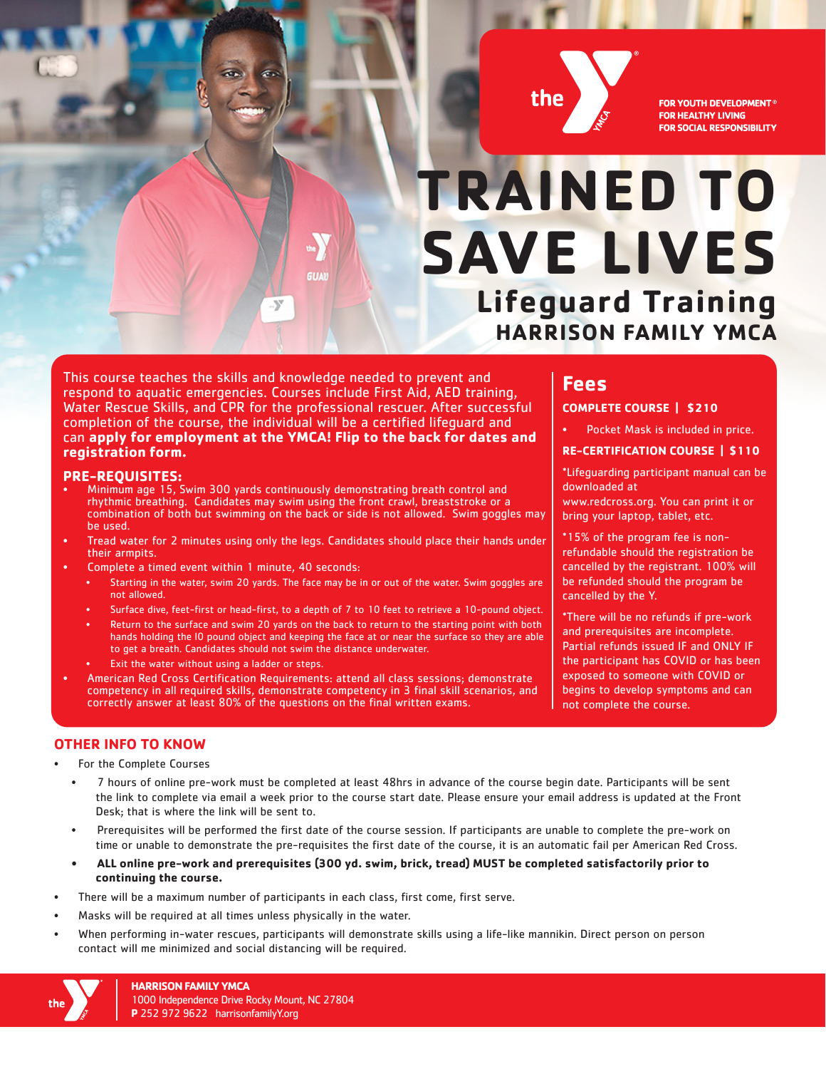FOR YOUTH DEVELOPMENT®
FOR HEALTHY LIVING
FOR SOCIAL RESPONSIBILITY

# TRAINED TO SAVE LIVES

## Lifeguard Training

### HARRISON FAMILY YMCA

This course teaches the skills and knowledge needed to prevent and respond to aquatic emergencies. Courses include First Aid, AED training, Water Rescue Skills, and CPR for the professional rescuer. After successful completion of the course, the individual will be a certified lifeguard and can **apply for employment at the YMCA! Flip to the back for dates and registration form.**

### PRE-REQUISITES:

- Minimum age 15, Swim 300 yards continuously demonstrating breath control and rhythmic breathing. Candidates may swim using the front crawl, breaststroke or a combination of both but swimming on the back or side is not allowed. Swim goggles may be used.
- Tread water for 2 minutes using only the legs. Candidates should place their hands under their armpits.
- Complete a timed event within 1 minute, 40 seconds:
  - Starting in the water, swim 20 yards. The face may be in or out of the water. Swim goggles are not allowed.
  - Surface dive, feet-first or head-first, to a depth of 7 to 10 feet to retrieve a 10-pound object.
  - Return to the surface and swim 20 yards on the back to return to the starting point with both hands holding the 10 pound object and keeping the face at or near the surface so they are able to get a breath. Candidates should not swim the distance underwater.
  - Exit the water without using a ladder or steps.
- American Red Cross Certification Requirements: attend all class sessions; demonstrate competency in all required skills, demonstrate competency in 3 final skill scenarios, and correctly answer at least 80% of the questions on the final written exams.

## Fees

**COMPLETE COURSE | $210**

- Pocket Mask is included in price.

**RE-CERTIFICATION COURSE | $110**

*Lifeguarding participant manual can be downloaded at www.redcross.org. You can print it or bring your laptop, tablet, etc.

*15% of the program fee is non-refundable should the registration be cancelled by the registrant. 100% will be refunded should the program be cancelled by the Y.

*There will be no refunds if pre-work and prerequisites are incomplete. Partial refunds issued IF and ONLY IF the participant has COVID or has been exposed to someone with COVID or begins to develop symptoms and can not complete the course.

### OTHER INFO TO KNOW

- For the Complete Courses
  - 7 hours of online pre-work must be completed at least 48hrs in advance of the course begin date. Participants will be sent the link to complete via email a week prior to the course start date. Please ensure your email address is updated at the Front Desk; that is where the link will be sent to.
  - Prerequisites will be performed the first date of the course session. If participants are unable to complete the pre-work on time or unable to demonstrate the pre-requisites the first date of the course, it is an automatic fail per American Red Cross.
  - **ALL online pre-work and prerequisites (300 yd. swim, brick, tread) MUST be completed satisfactorily prior to continuing the course.**
- There will be a maximum number of participants in each class, first come, first serve.
- Masks will be required at all times unless physically in the water.
- When performing in-water rescues, participants will demonstrate skills using a life-like mannikin. Direct person on person contact will me minimized and social distancing will be required.

**HARRISON FAMILY YMCA**
1000 Independence Drive Rocky Mount, NC 27804
**P** 252 972 9622 harrisonfamilyY.org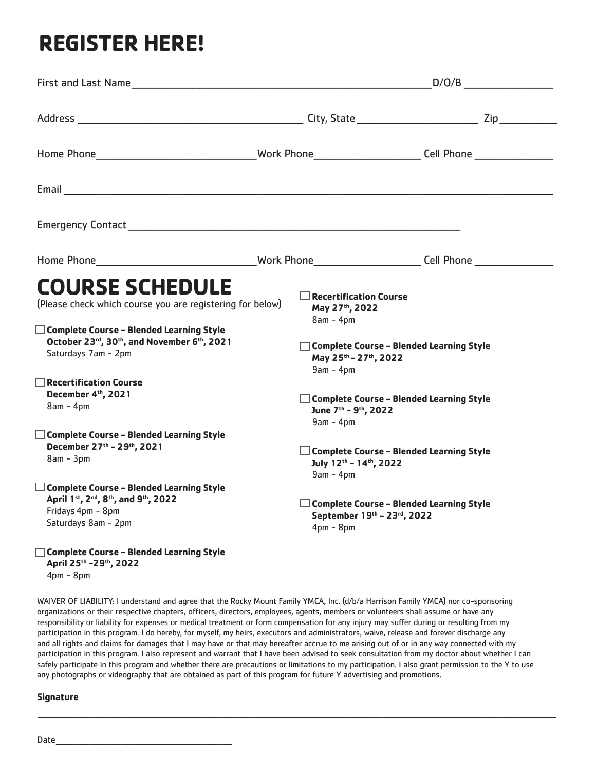# REGISTER HERE!

First and Last Name________________________________________ D/O/B ______________

Address ______________________________ City, State ________________ Zip ________

Home Phone______________________ Work Phone_______________ Cell Phone ___________

Email ____________________________________________________________________

Emergency Contact _______________________________________________

Home Phone______________________ Work Phone_______________ Cell Phone ___________

# COURSE SCHEDULE

(Please check which course you are registering for below)

- ☐ **Complete Course – Blended Learning Style**
  **October 23rd, 30th, and November 6th, 2021**
  Saturdays 7am - 2pm

- ☐ **Recertification Course**
  **December 4th, 2021**
  8am - 4pm

- ☐ **Complete Course – Blended Learning Style**
  **December 27th – 29th, 2021**
  8am - 3pm

- ☐ **Complete Course – Blended Learning Style**
  **April 1st, 2nd, 8th, and 9th, 2022**
  Fridays 4pm - 8pm
  Saturdays 8am - 2pm

- ☐ **Complete Course – Blended Learning Style**
  **April 25th –29th, 2022**
  4pm - 8pm

- ☐ **Recertification Course**
  **May 27th, 2022**
  8am - 4pm

- ☐ **Complete Course – Blended Learning Style**
  **May 25th – 27th, 2022**
  9am - 4pm

- ☐ **Complete Course – Blended Learning Style**
  **June 7th – 9th, 2022**
  9am - 4pm

- ☐ **Complete Course – Blended Learning Style**
  **July 12th – 14th, 2022**
  9am - 4pm

- ☐ **Complete Course – Blended Learning Style**
  **September 19th – 23rd, 2022**
  4pm - 8pm

WAIVER OF LIABILITY: I understand and agree that the Rocky Mount Family YMCA, Inc. (d/b/a Harrison Family YMCA) nor co-sponsoring organizations or their respective chapters, officers, directors, employees, agents, members or volunteers shall assume or have any responsibility or liability for expenses or medical treatment or form compensation for any injury may suffer during or resulting from my participation in this program. I do hereby, for myself, my heirs, executors and administrators, waive, release and forever discharge any and all rights and claims for damages that I may have or that may hereafter accrue to me arising out of or in any way connected with my participation in this program. I also represent and warrant that I have been advised to seek consultation from my doctor about whether I can safely participate in this program and whether there are precautions or limitations to my participation. I also grant permission to the Y to use any photographs or videography that are obtained as part of this program for future Y advertising and promotions.

**Signature**

____________________________________________________________________

Date______________________________